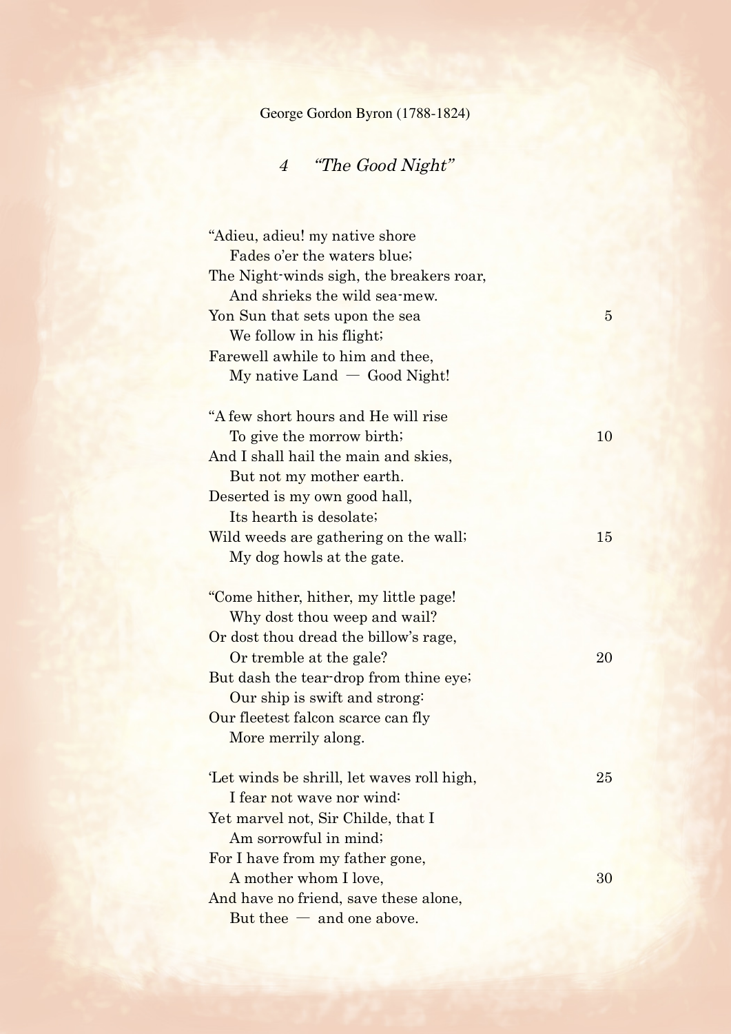George Gordon Byron (1788-1824)

## *4 "The Good Night"*

"Adieu, adieu! my native shore  
   Fades o'er the waters blue;  
The Night-winds sigh, the breakers roar,  
   And shrieks the wild sea-mew.  
Yon Sun that sets upon the sea 5  
   We follow in his flight;  
Farewell awhile to him and thee,  
   My native Land — Good Night!

"A few short hours and He will rise  
   To give the morrow birth; 10  
And I shall hail the main and skies,  
   But not my mother earth.  
Deserted is my own good hall,  
   Its hearth is desolate;  
Wild weeds are gathering on the wall; 15  
   My dog howls at the gate.

"Come hither, hither, my little page!  
   Why dost thou weep and wail?  
Or dost thou dread the billow's rage,  
   Or tremble at the gale? 20  
But dash the tear-drop from thine eye;  
   Our ship is swift and strong:  
Our fleetest falcon scarce can fly  
   More merrily along.

'Let winds be shrill, let waves roll high, 25  
   I fear not wave nor wind:  
Yet marvel not, Sir Childe, that I  
   Am sorrowful in mind;  
For I have from my father gone,  
   A mother whom I love, 30  
And have no friend, save these alone,  
   But thee — and one above.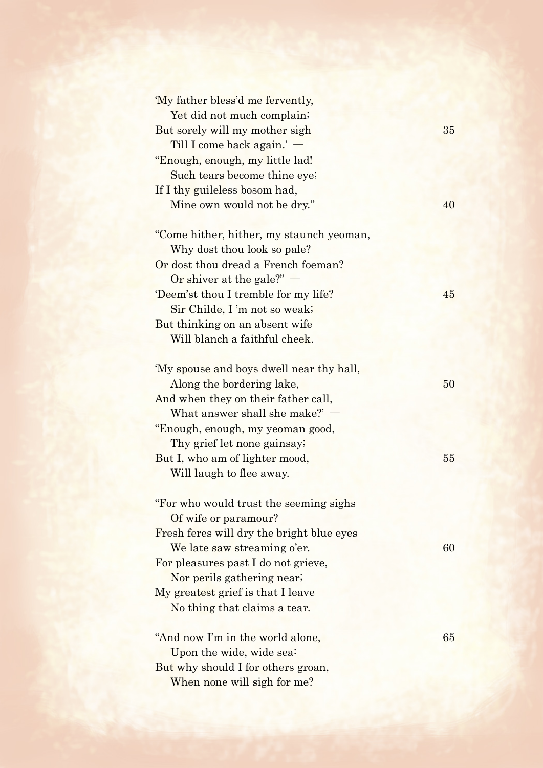'My father bless'd me fervently,
  Yet did not much complain;
But sorely will my mother sigh                35
  Till I come back again.' —
"Enough, enough, my little lad!
  Such tears become thine eye;
If I thy guileless bosom had,
  Mine own would not be dry."                40

"Come hither, hither, my staunch yeoman,
  Why dost thou look so pale?
Or dost thou dread a French foeman?
  Or shiver at the gale?" —
'Deem'st thou I tremble for my life?         45
  Sir Childe, I 'm not so weak;
But thinking on an absent wife
  Will blanch a faithful cheek.

'My spouse and boys dwell near thy hall,
  Along the bordering lake,                  50
And when they on their father call,
  What answer shall she make?' —
"Enough, enough, my yeoman good,
  Thy grief let none gainsay;
But I, who am of lighter mood,               55
  Will laugh to flee away.

"For who would trust the seeming sighs
  Of wife or paramour?
Fresh feres will dry the bright blue eyes
  We late saw streaming o'er.                60
For pleasures past I do not grieve,
  Nor perils gathering near;
My greatest grief is that I leave
  No thing that claims a tear.

"And now I'm in the world alone,             65
  Upon the wide, wide sea:
But why should I for others groan,
  When none will sigh for me?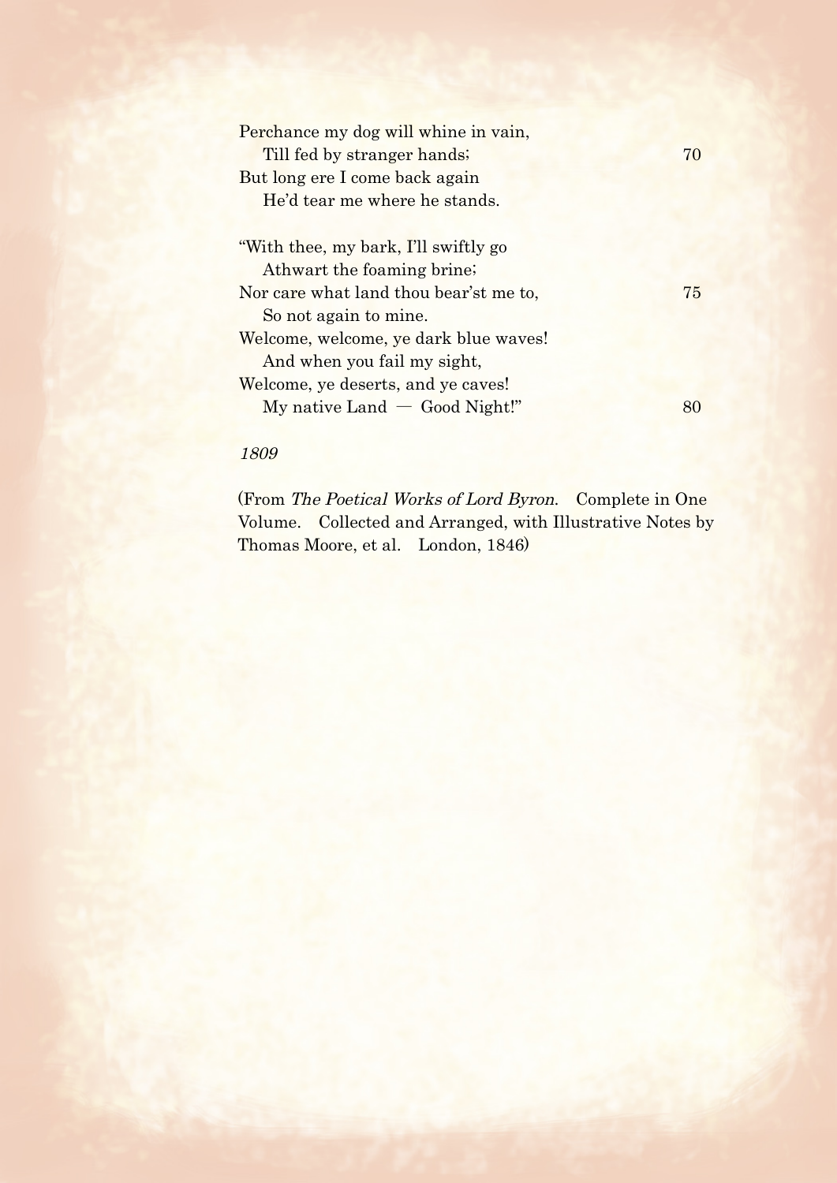Perchance my dog will whine in vain,
    Till fed by stranger hands; 70
But long ere I come back again
    He'd tear me where he stands.

"With thee, my bark, I'll swiftly go
    Athwart the foaming brine;
Nor care what land thou bear'st me to, 75
    So not again to mine.
Welcome, welcome, ye dark blue waves!
    And when you fail my sight,
Welcome, ye deserts, and ye caves!
    My native Land — Good Night!" 80

*1809*

(From *The Poetical Works of Lord Byron*. Complete in One Volume. Collected and Arranged, with Illustrative Notes by Thomas Moore, et al. London, 1846)